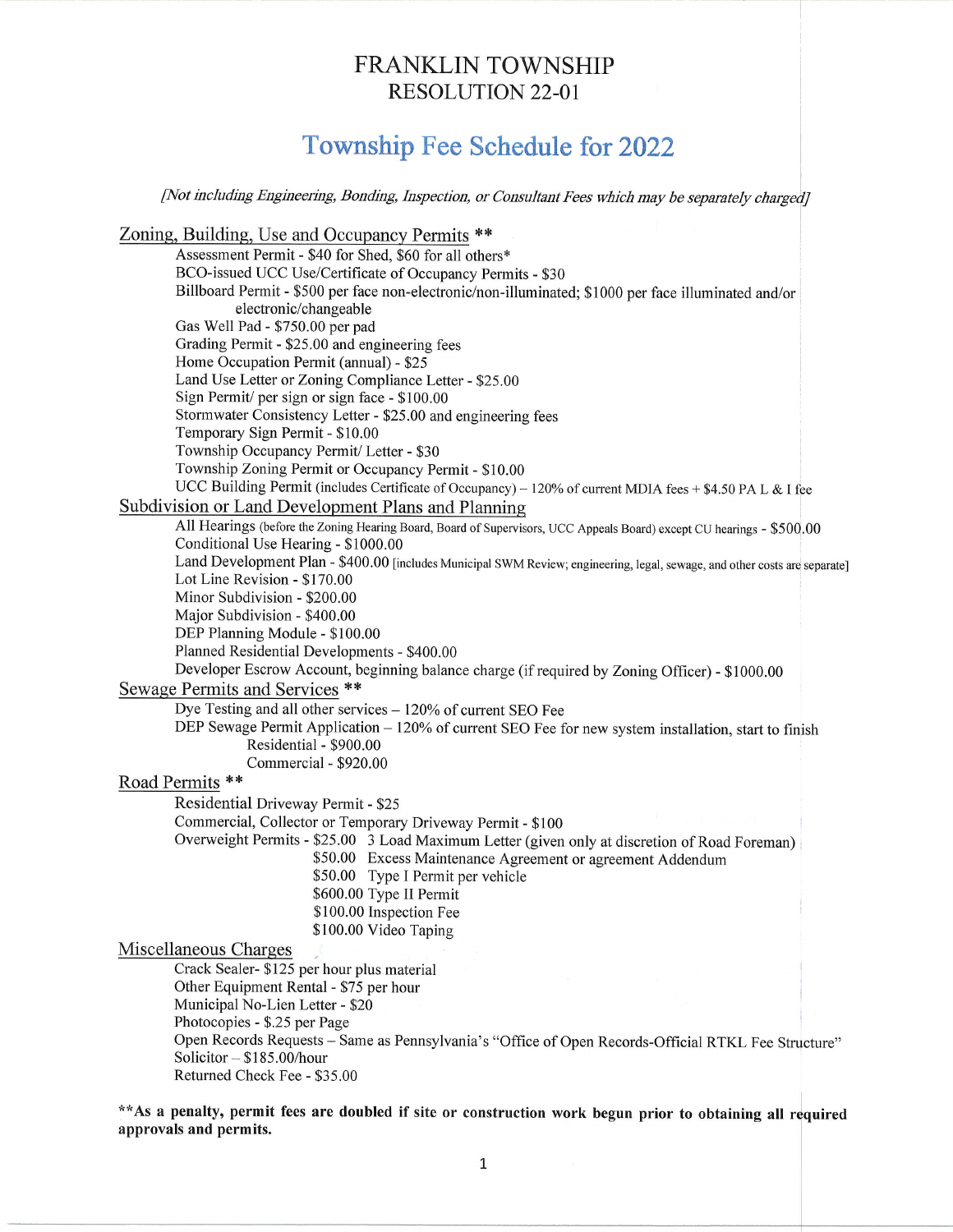# FRANKLIN TOWNSHIP
## RESOLUTION 22-01

# Township Fee Schedule for 2022

*[Not including Engineering, Bonding, Inspection, or Consultant Fees which may be separately charged]*

## Zoning, Building, Use and Occupancy Permits **

- Assessment Permit - $40 for Shed, $60 for all others*
- BCO-issued UCC Use/Certificate of Occupancy Permits - $30
- Billboard Permit - $500 per face non-electronic/non-illuminated; $1000 per face illuminated and/or electronic/changeable
- Gas Well Pad - $750.00 per pad
- Grading Permit - $25.00 and engineering fees
- Home Occupation Permit (annual) - $25
- Land Use Letter or Zoning Compliance Letter - $25.00
- Sign Permit/ per sign or sign face - $100.00
- Stormwater Consistency Letter - $25.00 and engineering fees
- Temporary Sign Permit - $10.00
- Township Occupancy Permit/ Letter - $30
- Township Zoning Permit or Occupancy Permit - $10.00
- UCC Building Permit (includes Certificate of Occupancy) – 120% of current MDIA fees + $4.50 PA L & I fee

## Subdivision or Land Development Plans and Planning

- All Hearings (before the Zoning Hearing Board, Board of Supervisors, UCC Appeals Board) except CU hearings - $500.00
- Conditional Use Hearing - $1000.00
- Land Development Plan - $400.00 [includes Municipal SWM Review; engineering, legal, sewage, and other costs are separate]
- Lot Line Revision - $170.00
- Minor Subdivision - $200.00
- Major Subdivision - $400.00
- DEP Planning Module - $100.00
- Planned Residential Developments - $400.00
- Developer Escrow Account, beginning balance charge (if required by Zoning Officer) - $1000.00

## Sewage Permits and Services **

- Dye Testing and all other services – 120% of current SEO Fee
- DEP Sewage Permit Application – 120% of current SEO Fee for new system installation, start to finish
  - Residential - $900.00
  - Commercial - $920.00

## Road Permits **

- Residential Driveway Permit - $25
- Commercial, Collector or Temporary Driveway Permit - $100
- Overweight Permits -
  - $25.00 3 Load Maximum Letter (given only at discretion of Road Foreman)
  - $50.00 Excess Maintenance Agreement or agreement Addendum
  - $50.00 Type I Permit per vehicle
  - $600.00 Type II Permit
  - $100.00 Inspection Fee
  - $100.00 Video Taping

## Miscellaneous Charges

- Crack Sealer- $125 per hour plus material
- Other Equipment Rental - $75 per hour
- Municipal No-Lien Letter - $20
- Photocopies - $.25 per Page
- Open Records Requests – Same as Pennsylvania's "Office of Open Records-Official RTKL Fee Structure"
- Solicitor – $185.00/hour
- Returned Check Fee - $35.00

****As a penalty, permit fees are doubled if site or construction work begun prior to obtaining all required approvals and permits.**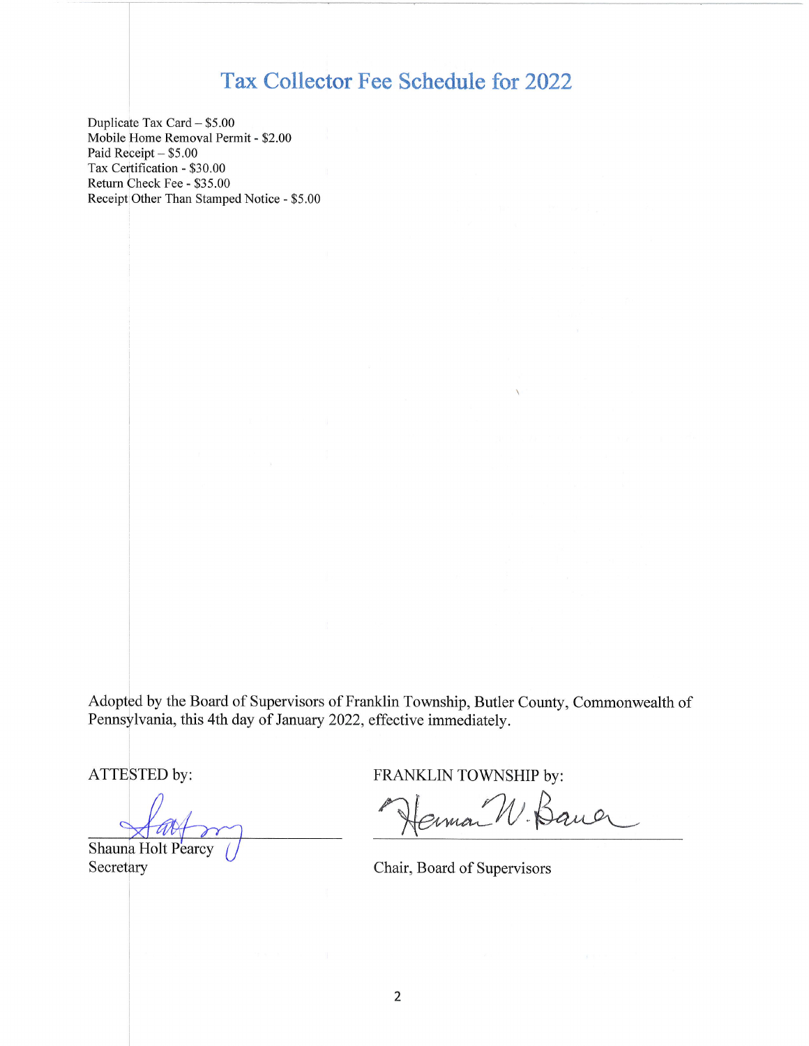# Tax Collector Fee Schedule for 2022

Duplicate Tax Card – $5.00
Mobile Home Removal Permit - $2.00
Paid Receipt – $5.00
Tax Certification - $30.00
Return Check Fee - $35.00
Receipt Other Than Stamped Notice - $5.00

Adopted by the Board of Supervisors of Franklin Township, Butler County, Commonwealth of Pennsylvania, this 4th day of January 2022, effective immediately.

ATTESTED by:

Shauna Holt Pearcy
Secretary

FRANKLIN TOWNSHIP by:

Chair, Board of Supervisors